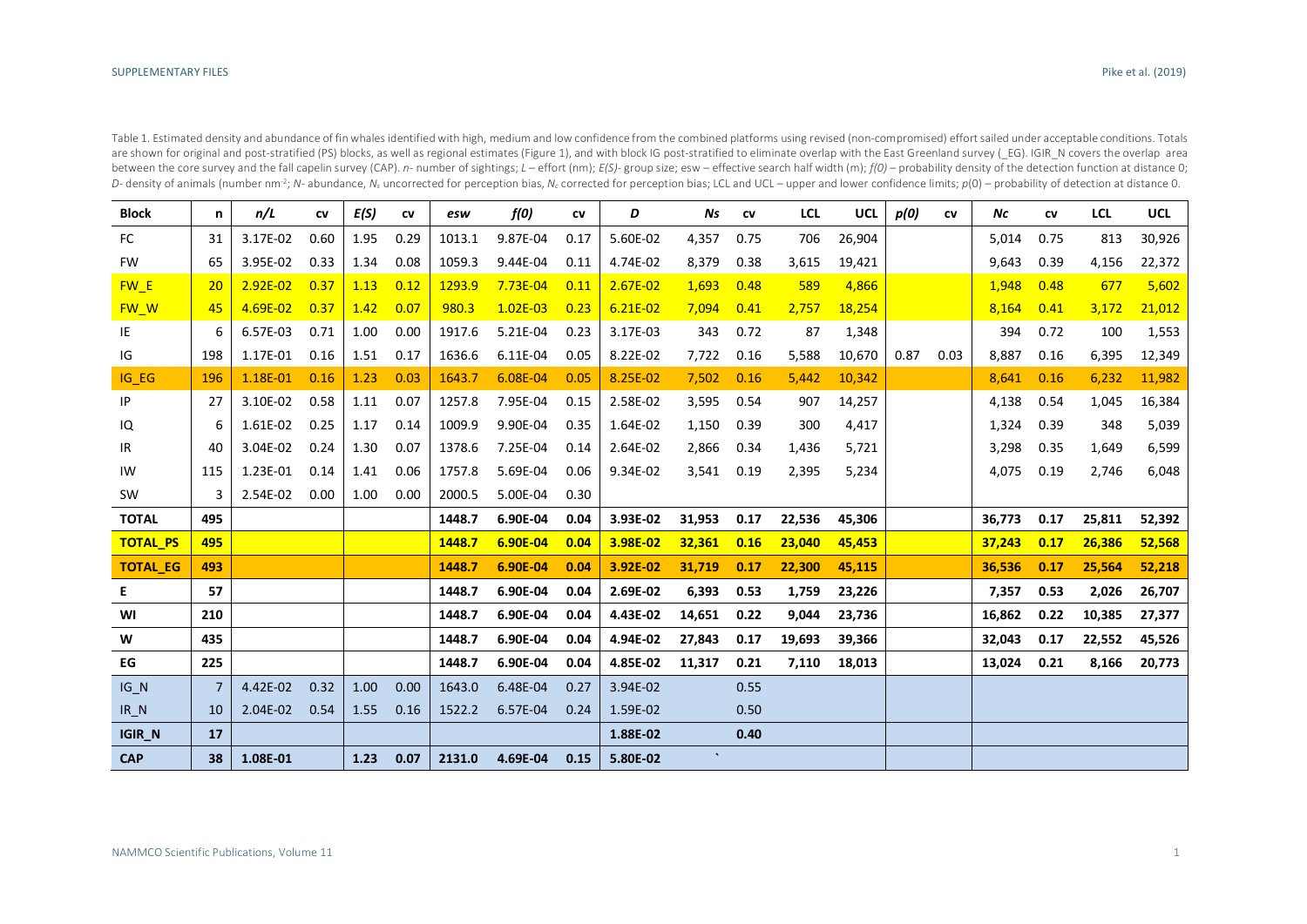Table 1. Estimated density and abundance of fin whales identified with high, medium and low confidence from the combined platforms using revised (non-compromised) effort sailed under acceptable conditions. Totals are shown for original and post-stratified (PS) blocks, as well as regional estimates (Figure 1), and with block IG post-stratified to eliminate overlap with the East Greenland survey (_EG). IGIR_N covers the overlap area between the core survey and the fall capelin survey (CAP). *n*- number of sightings; *L* – effort (nm); *E(S)*- group size; esw – effective search half width (m); *f(0)* – probability density of the detection function at distance 0; *D*- density of animals (number nm$^{-2}$; *N*- abundance, $N_s$ uncorrected for perception bias, $N_c$ corrected for perception bias; LCL and UCL – upper and lower confidence limits; *p*(0) – probability of detection at distance 0.

| Block | n | n/L | cv | E(S) | cv | esw | f(0) | cv | D | Ns | cv | LCL | UCL | p(0) | cv | Nc | cv | LCL | UCL |
|---|---|---|---|---|---|---|---|---|---|---|---|---|---|---|---|---|---|---|---|
| FC | 31 | 3.17E-02 | 0.60 | 1.95 | 0.29 | 1013.1 | 9.87E-04 | 0.17 | 5.60E-02 | 4,357 | 0.75 | 706 | 26,904 | | | 5,014 | 0.75 | 813 | 30,926 |
| FW | 65 | 3.95E-02 | 0.33 | 1.34 | 0.08 | 1059.3 | 9.44E-04 | 0.11 | 4.74E-02 | 8,379 | 0.38 | 3,615 | 19,421 | | | 9,643 | 0.39 | 4,156 | 22,372 |
| FW_E | 20 | 2.92E-02 | 0.37 | 1.13 | 0.12 | 1293.9 | 7.73E-04 | 0.11 | 2.67E-02 | 1,693 | 0.48 | 589 | 4,866 | | | 1,948 | 0.48 | 677 | 5,602 |
| FW_W | 45 | 4.69E-02 | 0.37 | 1.42 | 0.07 | 980.3 | 1.02E-03 | 0.23 | 6.21E-02 | 7,094 | 0.41 | 2,757 | 18,254 | | | 8,164 | 0.41 | 3,172 | 21,012 |
| IE | 6 | 6.57E-03 | 0.71 | 1.00 | 0.00 | 1917.6 | 5.21E-04 | 0.23 | 3.17E-03 | 343 | 0.72 | 87 | 1,348 | | | 394 | 0.72 | 100 | 1,553 |
| IG | 198 | 1.17E-01 | 0.16 | 1.51 | 0.17 | 1636.6 | 6.11E-04 | 0.05 | 8.22E-02 | 7,722 | 0.16 | 5,588 | 10,670 | 0.87 | 0.03 | 8,887 | 0.16 | 6,395 | 12,349 |
| IG_EG | 196 | 1.18E-01 | 0.16 | 1.23 | 0.03 | 1643.7 | 6.08E-04 | 0.05 | 8.25E-02 | 7,502 | 0.16 | 5,442 | 10,342 | | | 8,641 | 0.16 | 6,232 | 11,982 |
| IP | 27 | 3.10E-02 | 0.58 | 1.11 | 0.07 | 1257.8 | 7.95E-04 | 0.15 | 2.58E-02 | 3,595 | 0.54 | 907 | 14,257 | | | 4,138 | 0.54 | 1,045 | 16,384 |
| IQ | 6 | 1.61E-02 | 0.25 | 1.17 | 0.14 | 1009.9 | 9.90E-04 | 0.35 | 1.64E-02 | 1,150 | 0.39 | 300 | 4,417 | | | 1,324 | 0.39 | 348 | 5,039 |
| IR | 40 | 3.04E-02 | 0.24 | 1.30 | 0.07 | 1378.6 | 7.25E-04 | 0.14 | 2.64E-02 | 2,866 | 0.34 | 1,436 | 5,721 | | | 3,298 | 0.35 | 1,649 | 6,599 |
| IW | 115 | 1.23E-01 | 0.14 | 1.41 | 0.06 | 1757.8 | 5.69E-04 | 0.06 | 9.34E-02 | 3,541 | 0.19 | 2,395 | 5,234 | | | 4,075 | 0.19 | 2,746 | 6,048 |
| SW | 3 | 2.54E-02 | 0.00 | 1.00 | 0.00 | 2000.5 | 5.00E-04 | 0.30 | | | | | | | | | | | |
| **TOTAL** | **495** | | | | | **1448.7** | **6.90E-04** | **0.04** | **3.93E-02** | **31,953** | **0.17** | **22,536** | **45,306** | | | **36,773** | **0.17** | **25,811** | **52,392** |
| **TOTAL_PS** | **495** | | | | | **1448.7** | **6.90E-04** | **0.04** | **3.98E-02** | **32,361** | **0.16** | **23,040** | **45,453** | | | **37,243** | **0.17** | **26,386** | **52,568** |
| **TOTAL_EG** | **493** | | | | | **1448.7** | **6.90E-04** | **0.04** | **3.92E-02** | **31,719** | **0.17** | **22,300** | **45,115** | | | **36,536** | **0.17** | **25,564** | **52,218** |
| **E** | **57** | | | | | **1448.7** | **6.90E-04** | **0.04** | **2.69E-02** | **6,393** | **0.53** | **1,759** | **23,226** | | | **7,357** | **0.53** | **2,026** | **26,707** |
| **WI** | **210** | | | | | **1448.7** | **6.90E-04** | **0.04** | **4.43E-02** | **14,651** | **0.22** | **9,044** | **23,736** | | | **16,862** | **0.22** | **10,385** | **27,377** |
| **W** | **435** | | | | | **1448.7** | **6.90E-04** | **0.04** | **4.94E-02** | **27,843** | **0.17** | **19,693** | **39,366** | | | **32,043** | **0.17** | **22,552** | **45,526** |
| **EG** | **225** | | | | | **1448.7** | **6.90E-04** | **0.04** | **4.85E-02** | **11,317** | **0.21** | **7,110** | **18,013** | | | **13,024** | **0.21** | **8,166** | **20,773** |
| IG_N | 7 | 4.42E-02 | 0.32 | 1.00 | 0.00 | 1643.0 | 6.48E-04 | 0.27 | 3.94E-02 | | 0.55 | | | | | | | | |
| IR_N | 10 | 2.04E-02 | 0.54 | 1.55 | 0.16 | 1522.2 | 6.57E-04 | 0.24 | 1.59E-02 | | 0.50 | | | | | | | | |
| **IGIR_N** | **17** | | | | | | | | **1.88E-02** | | **0.40** | | | | | | | | |
| **CAP** | **38** | **1.08E-01** | | **1.23** | **0.07** | **2131.0** | **4.69E-04** | **0.15** | **5.80E-02** | ` | | | | | | | | | |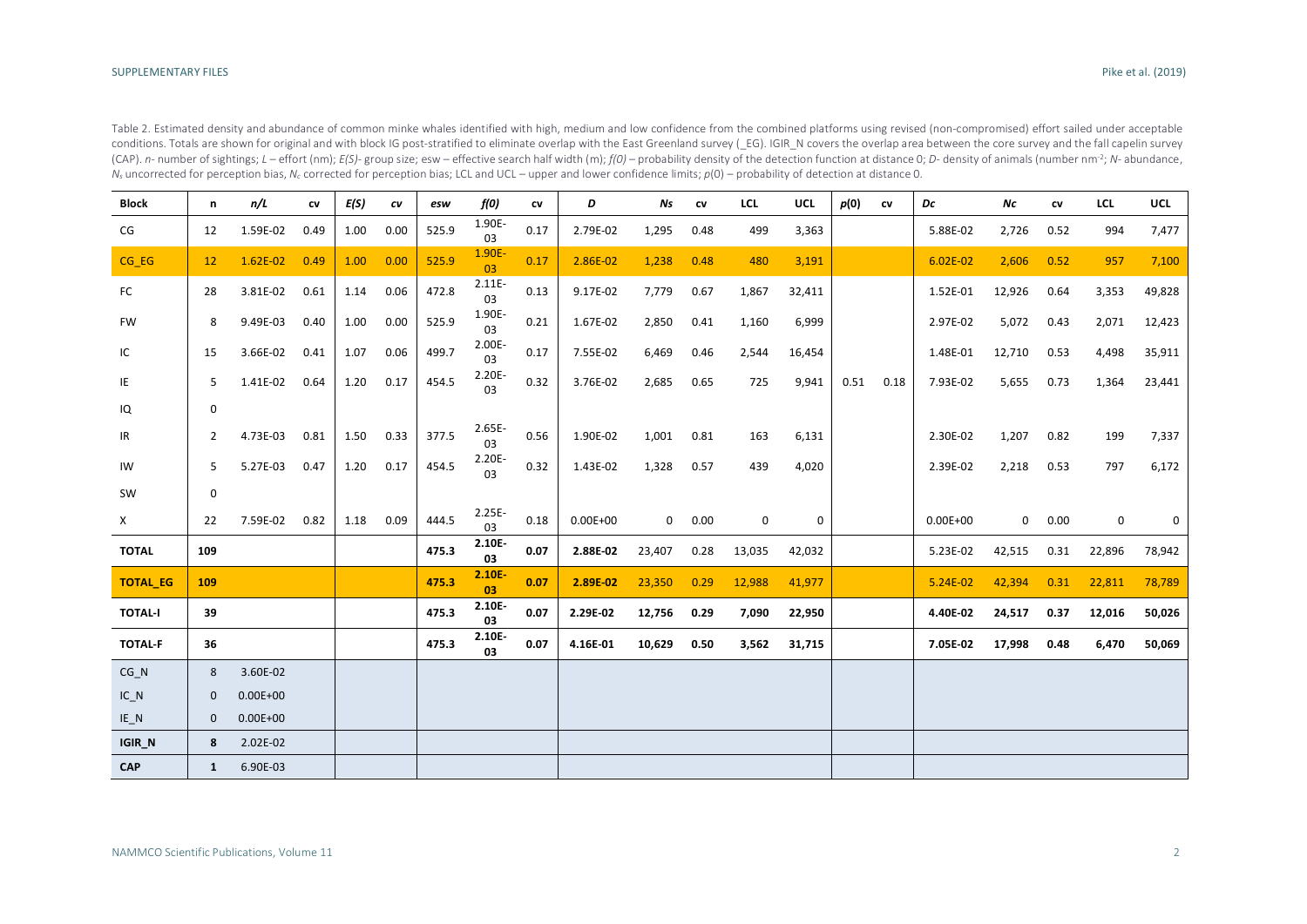Table 2. Estimated density and abundance of common minke whales identified with high, medium and low confidence from the combined platforms using revised (non-compromised) effort sailed under acceptable conditions. Totals are shown for original and with block IG post-stratified to eliminate overlap with the East Greenland survey (_EG). IGIR_N covers the overlap area between the core survey and the fall capelin survey (CAP). *n*- number of sightings; *L* – effort (nm); *E(S)*- group size; esw – effective search half width (m); *f(0)* – probability density of the detection function at distance 0; *D*- density of animals (number nm$^{-2}$; *N*- abundance, $N_s$ uncorrected for perception bias, $N_c$ corrected for perception bias; LCL and UCL – upper and lower confidence limits; *p*(0) – probability of detection at distance 0.

| Block | n | *n/L* | cv | *E(S)* | cv | *esw* | *f(0)* | cv | *D* | *Ns* | cv | LCL | UCL | *p*(0) | cv | *Dc* | *Nc* | cv | LCL | UCL |
|---|---|---|---|---|---|---|---|---|---|---|---|---|---|---|---|---|---|---|---|---|
| CG | 12 | 1.59E-02 | 0.49 | 1.00 | 0.00 | 525.9 | 1.90E-03 | 0.17 | 2.79E-02 | 1,295 | 0.48 | 499 | 3,363 | | | 5.88E-02 | 2,726 | 0.52 | 994 | 7,477 |
| CG_EG | 12 | 1.62E-02 | 0.49 | 1.00 | 0.00 | 525.9 | 1.90E-03 | 0.17 | 2.86E-02 | 1,238 | 0.48 | 480 | 3,191 | | | 6.02E-02 | 2,606 | 0.52 | 957 | 7,100 |
| FC | 28 | 3.81E-02 | 0.61 | 1.14 | 0.06 | 472.8 | 2.11E-03 | 0.13 | 9.17E-02 | 7,779 | 0.67 | 1,867 | 32,411 | | | 1.52E-01 | 12,926 | 0.64 | 3,353 | 49,828 |
| FW | 8 | 9.49E-03 | 0.40 | 1.00 | 0.00 | 525.9 | 1.90E-03 | 0.21 | 1.67E-02 | 2,850 | 0.41 | 1,160 | 6,999 | | | 2.97E-02 | 5,072 | 0.43 | 2,071 | 12,423 |
| IC | 15 | 3.66E-02 | 0.41 | 1.07 | 0.06 | 499.7 | 2.00E-03 | 0.17 | 7.55E-02 | 6,469 | 0.46 | 2,544 | 16,454 | | | 1.48E-01 | 12,710 | 0.53 | 4,498 | 35,911 |
| IE | 5 | 1.41E-02 | 0.64 | 1.20 | 0.17 | 454.5 | 2.20E-03 | 0.32 | 3.76E-02 | 2,685 | 0.65 | 725 | 9,941 | 0.51 | 0.18 | 7.93E-02 | 5,655 | 0.73 | 1,364 | 23,441 |
| IQ | 0 | | | | | | | | | | | | | | | | | | | |
| IR | 2 | 4.73E-03 | 0.81 | 1.50 | 0.33 | 377.5 | 2.65E-03 | 0.56 | 1.90E-02 | 1,001 | 0.81 | 163 | 6,131 | | | 2.30E-02 | 1,207 | 0.82 | 199 | 7,337 |
| IW | 5 | 5.27E-03 | 0.47 | 1.20 | 0.17 | 454.5 | 2.20E-03 | 0.32 | 1.43E-02 | 1,328 | 0.57 | 439 | 4,020 | | | 2.39E-02 | 2,218 | 0.53 | 797 | 6,172 |
| SW | 0 | | | | | | | | | | | | | | | | | | | |
| X | 22 | 7.59E-02 | 0.82 | 1.18 | 0.09 | 444.5 | 2.25E-03 | 0.18 | 0.00E+00 | 0 | 0.00 | 0 | 0 | | | 0.00E+00 | 0 | 0.00 | 0 | 0 |
| **TOTAL** | **109** | | | | | **475.3** | **2.10E-03** | **0.07** | **2.88E-02** | 23,407 | 0.28 | 13,035 | 42,032 | | | 5.23E-02 | 42,515 | 0.31 | 22,896 | 78,942 |
| **TOTAL_EG** | **109** | | | | | **475.3** | **2.10E-03** | **0.07** | **2.89E-02** | 23,350 | 0.29 | 12,988 | 41,977 | | | 5.24E-02 | 42,394 | 0.31 | 22,811 | 78,789 |
| **TOTAL-I** | **39** | | | | | **475.3** | **2.10E-03** | **0.07** | **2.29E-02** | **12,756** | **0.29** | **7,090** | **22,950** | | | **4.40E-02** | **24,517** | **0.37** | **12,016** | **50,026** |
| **TOTAL-F** | **36** | | | | | **475.3** | **2.10E-03** | **0.07** | **4.16E-01** | **10,629** | **0.50** | **3,562** | **31,715** | | | **7.05E-02** | **17,998** | **0.48** | **6,470** | **50,069** |
| CG_N | 8 | 3.60E-02 | | | | | | | | | | | | | | | | | | |
| IC_N | 0 | 0.00E+00 | | | | | | | | | | | | | | | | | | |
| IE_N | 0 | 0.00E+00 | | | | | | | | | | | | | | | | | | |
| **IGIR_N** | **8** | 2.02E-02 | | | | | | | | | | | | | | | | | | |
| **CAP** | **1** | 6.90E-03 | | | | | | | | | | | | | | | | | | |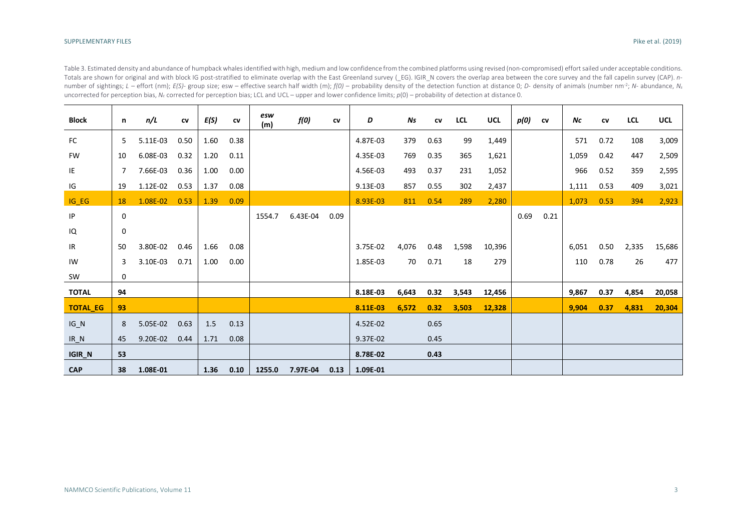Table 3. Estimated density and abundance of humpback whales identified with high, medium and low confidence from the combined platforms using revised (non-compromised) effort sailed under acceptable conditions. Totals are shown for original and with block IG post-stratified to eliminate overlap with the East Greenland survey (_EG). IGIR_N covers the overlap area between the core survey and the fall capelin survey (CAP). *n*- number of sightings; *L* – effort (nm); *E(S)*- group size; esw – effective search half width (m); *f(0)* – probability density of the detection function at distance 0; *D*- density of animals (number nm$^{-2}$; *N*- abundance, $N_s$ uncorrected for perception bias, $N_c$ corrected for perception bias; LCL and UCL – upper and lower confidence limits; *p*(0) – probability of detection at distance 0.

| Block | n | n/L | cv | E(S) | cv | esw (m) | f(0) | cv | D | Ns | cv | LCL | UCL | p(0) | cv | Nc | cv | LCL | UCL |
|---|---|---|---|---|---|---|---|---|---|---|---|---|---|---|---|---|---|---|---|
| FC | 5 | 5.11E-03 | 0.50 | 1.60 | 0.38 | | | | 4.87E-03 | 379 | 0.63 | 99 | 1,449 | | | 571 | 0.72 | 108 | 3,009 |
| FW | 10 | 6.08E-03 | 0.32 | 1.20 | 0.11 | | | | 4.35E-03 | 769 | 0.35 | 365 | 1,621 | | | 1,059 | 0.42 | 447 | 2,509 |
| IE | 7 | 7.66E-03 | 0.36 | 1.00 | 0.00 | | | | 4.56E-03 | 493 | 0.37 | 231 | 1,052 | | | 966 | 0.52 | 359 | 2,595 |
| IG | 19 | 1.12E-02 | 0.53 | 1.37 | 0.08 | | | | 9.13E-03 | 857 | 0.55 | 302 | 2,437 | | | 1,111 | 0.53 | 409 | 3,021 |
| IG_EG | 18 | 1.08E-02 | 0.53 | 1.39 | 0.09 | | | | 8.93E-03 | 811 | 0.54 | 289 | 2,280 | | | 1,073 | 0.53 | 394 | 2,923 |
| IP | 0 | | | | | 1554.7 | 6.43E-04 | 0.09 | | | | | | 0.69 | 0.21 | | | | |
| IQ | 0 | | | | | | | | | | | | | | | | | | |
| IR | 50 | 3.80E-02 | 0.46 | 1.66 | 0.08 | | | | 3.75E-02 | 4,076 | 0.48 | 1,598 | 10,396 | | | 6,051 | 0.50 | 2,335 | 15,686 |
| IW | 3 | 3.10E-03 | 0.71 | 1.00 | 0.00 | | | | 1.85E-03 | 70 | 0.71 | 18 | 279 | | | 110 | 0.78 | 26 | 477 |
| SW | 0 | | | | | | | | | | | | | | | | | | |
| **TOTAL** | **94** | | | | | | | | **8.18E-03** | **6,643** | **0.32** | **3,543** | **12,456** | | | **9,867** | **0.37** | **4,854** | **20,058** |
| **TOTAL_EG** | **93** | | | | | | | | **8.11E-03** | **6,572** | **0.32** | **3,503** | **12,328** | | | **9,904** | **0.37** | **4,831** | **20,304** |
| IG_N | 8 | 5.05E-02 | 0.63 | 1.5 | 0.13 | | | | 4.52E-02 | | 0.65 | | | | | | | | |
| IR_N | 45 | 9.20E-02 | 0.44 | 1.71 | 0.08 | | | | 9.37E-02 | | 0.45 | | | | | | | | |
| **IGIR_N** | **53** | | | | | | | | **8.78E-02** | | **0.43** | | | | | | | | |
| **CAP** | **38** | **1.08E-01** | | **1.36** | **0.10** | **1255.0** | **7.97E-04** | **0.13** | **1.09E-01** | | | | | | | | | | |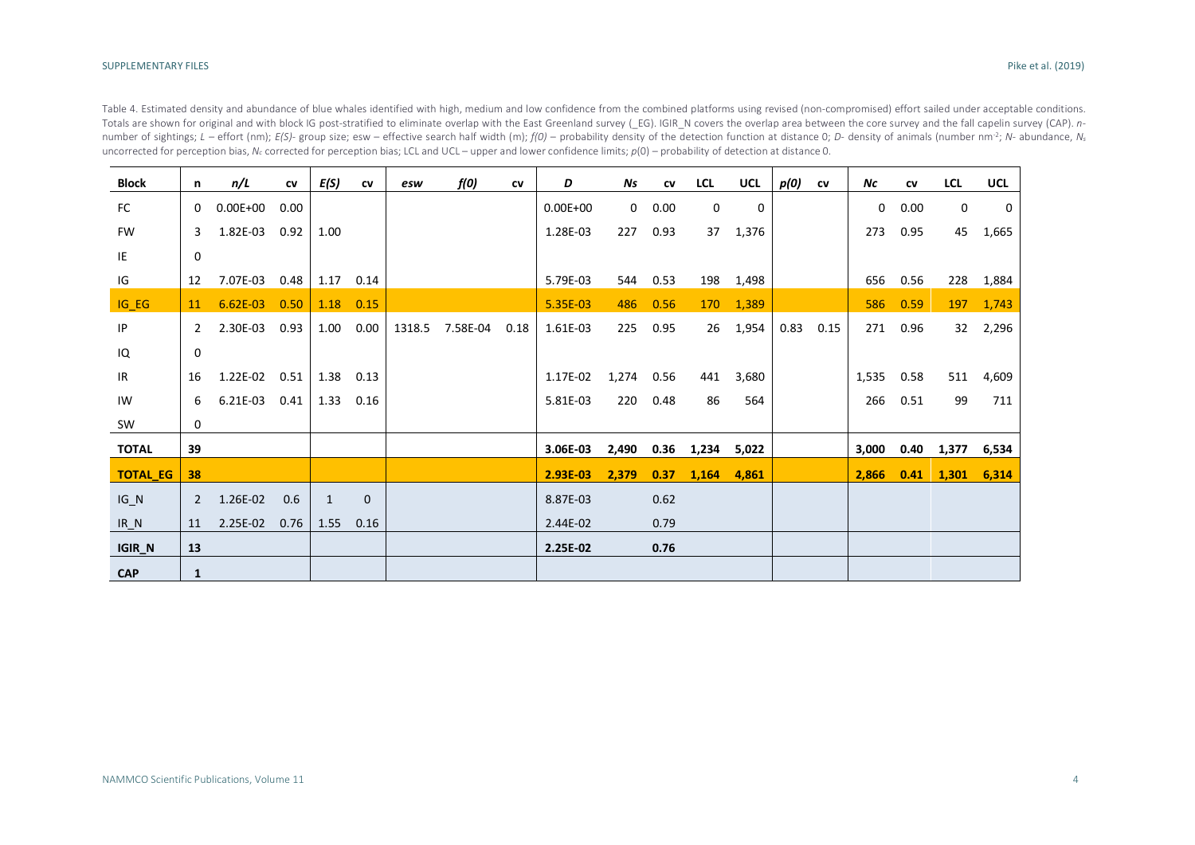Table 4. Estimated density and abundance of blue whales identified with high, medium and low confidence from the combined platforms using revised (non-compromised) effort sailed under acceptable conditions. Totals are shown for original and with block IG post-stratified to eliminate overlap with the East Greenland survey (_EG). IGIR_N covers the overlap area between the core survey and the fall capelin survey (CAP). *n*- number of sightings; *L* – effort (nm); *E(S)*- group size; esw – effective search half width (m); *f(0)* – probability density of the detection function at distance 0; *D*- density of animals (number nm$^{-2}$; *N*- abundance, $N_s$ uncorrected for perception bias, $N_c$ corrected for perception bias; LCL and UCL – upper and lower confidence limits; *p*(0) – probability of detection at distance 0.

| Block | n | n/L | cv | E(S) | cv | esw | f(0) | cv | D | Ns | cv | LCL | UCL | p(0) | cv | Nc | cv | LCL | UCL |
|---|---|---|---|---|---|---|---|---|---|---|---|---|---|---|---|---|---|---|---|
| FC | 0 | 0.00E+00 | 0.00 | | | | | | 0.00E+00 | 0 | 0.00 | 0 | 0 | | | 0 | 0.00 | 0 | 0 |
| FW | 3 | 1.82E-03 | 0.92 | 1.00 | | | | | 1.28E-03 | 227 | 0.93 | 37 | 1,376 | | | 273 | 0.95 | 45 | 1,665 |
| IE | 0 | | | | | | | | | | | | | | | | | | |
| IG | 12 | 7.07E-03 | 0.48 | 1.17 | 0.14 | | | | 5.79E-03 | 544 | 0.53 | 198 | 1,498 | | | 656 | 0.56 | 228 | 1,884 |
| IG_EG | 11 | 6.62E-03 | 0.50 | 1.18 | 0.15 | | | | 5.35E-03 | 486 | 0.56 | 170 | 1,389 | | | 586 | 0.59 | 197 | 1,743 |
| IP | 2 | 2.30E-03 | 0.93 | 1.00 | 0.00 | 1318.5 | 7.58E-04 | 0.18 | 1.61E-03 | 225 | 0.95 | 26 | 1,954 | 0.83 | 0.15 | 271 | 0.96 | 32 | 2,296 |
| IQ | 0 | | | | | | | | | | | | | | | | | | |
| IR | 16 | 1.22E-02 | 0.51 | 1.38 | 0.13 | | | | 1.17E-02 | 1,274 | 0.56 | 441 | 3,680 | | | 1,535 | 0.58 | 511 | 4,609 |
| IW | 6 | 6.21E-03 | 0.41 | 1.33 | 0.16 | | | | 5.81E-03 | 220 | 0.48 | 86 | 564 | | | 266 | 0.51 | 99 | 711 |
| SW | 0 | | | | | | | | | | | | | | | | | | |
| **TOTAL** | **39** | | | | | | | | **3.06E-03** | **2,490** | **0.36** | **1,234** | **5,022** | | | **3,000** | **0.40** | **1,377** | **6,534** |
| **TOTAL_EG** | **38** | | | | | | | | **2.93E-03** | **2,379** | **0.37** | **1,164** | **4,861** | | | **2,866** | **0.41** | **1,301** | **6,314** |
| IG_N | 2 | 1.26E-02 | 0.6 | 1 | 0 | | | | 8.87E-03 | | 0.62 | | | | | | | | |
| IR_N | 11 | 2.25E-02 | 0.76 | 1.55 | 0.16 | | | | 2.44E-02 | | 0.79 | | | | | | | | |
| **IGIR_N** | **13** | | | | | | | | **2.25E-02** | | **0.76** | | | | | | | | |
| **CAP** | **1** | | | | | | | | | | | | | | | | | | |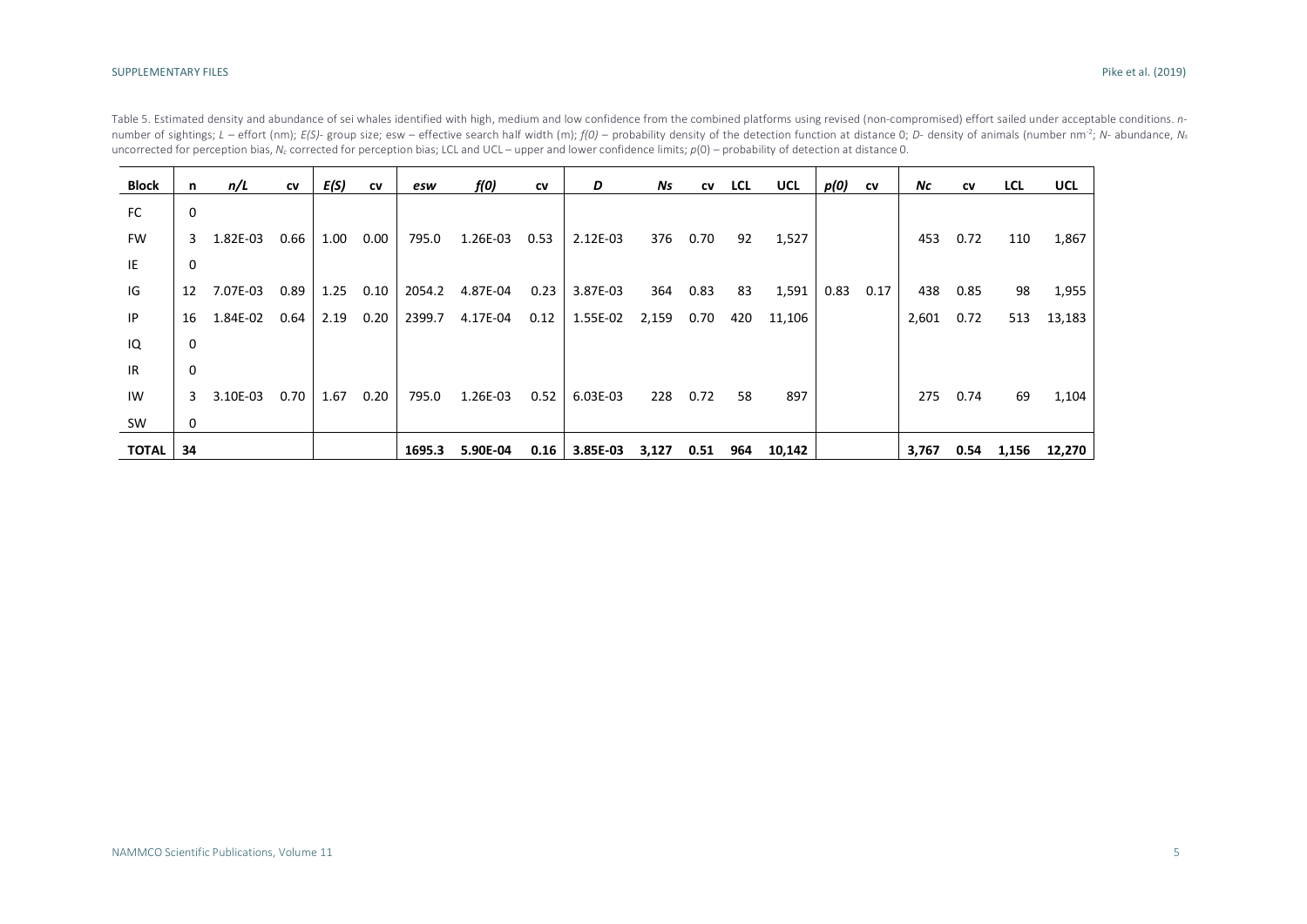Table 5. Estimated density and abundance of sei whales identified with high, medium and low confidence from the combined platforms using revised (non-compromised) effort sailed under acceptable conditions. *n*- number of sightings; *L* – effort (nm); *E(S)*- group size; esw – effective search half width (m); *f(0)* – probability density of the detection function at distance 0; *D*- density of animals (number nm$^{-2}$; *N*- abundance, $N_s$ uncorrected for perception bias, $N_c$ corrected for perception bias; LCL and UCL – upper and lower confidence limits; *p*(0) – probability of detection at distance 0.

| Block | n | n/L | cv | E(S) | cv | esw | f(0) | cv | D | Ns | cv | LCL | UCL | p(0) | cv | Nc | cv | LCL | UCL |
|---|---|---|---|---|---|---|---|---|---|---|---|---|---|---|---|---|---|---|---|
| FC | 0 | | | | | | | | | | | | | | | | | | |
| FW | 3 | 1.82E-03 | 0.66 | 1.00 | 0.00 | 795.0 | 1.26E-03 | 0.53 | 2.12E-03 | 376 | 0.70 | 92 | 1,527 | | | 453 | 0.72 | 110 | 1,867 |
| IE | 0 | | | | | | | | | | | | | | | | | | |
| IG | 12 | 7.07E-03 | 0.89 | 1.25 | 0.10 | 2054.2 | 4.87E-04 | 0.23 | 3.87E-03 | 364 | 0.83 | 83 | 1,591 | 0.83 | 0.17 | 438 | 0.85 | 98 | 1,955 |
| IP | 16 | 1.84E-02 | 0.64 | 2.19 | 0.20 | 2399.7 | 4.17E-04 | 0.12 | 1.55E-02 | 2,159 | 0.70 | 420 | 11,106 | | | 2,601 | 0.72 | 513 | 13,183 |
| IQ | 0 | | | | | | | | | | | | | | | | | | |
| IR | 0 | | | | | | | | | | | | | | | | | | |
| IW | 3 | 3.10E-03 | 0.70 | 1.67 | 0.20 | 795.0 | 1.26E-03 | 0.52 | 6.03E-03 | 228 | 0.72 | 58 | 897 | | | 275 | 0.74 | 69 | 1,104 |
| SW | 0 | | | | | | | | | | | | | | | | | | |
| **TOTAL** | **34** | | | | | **1695.3** | **5.90E-04** | **0.16** | **3.85E-03** | **3,127** | **0.51** | **964** | **10,142** | | | **3,767** | **0.54** | **1,156** | **12,270** |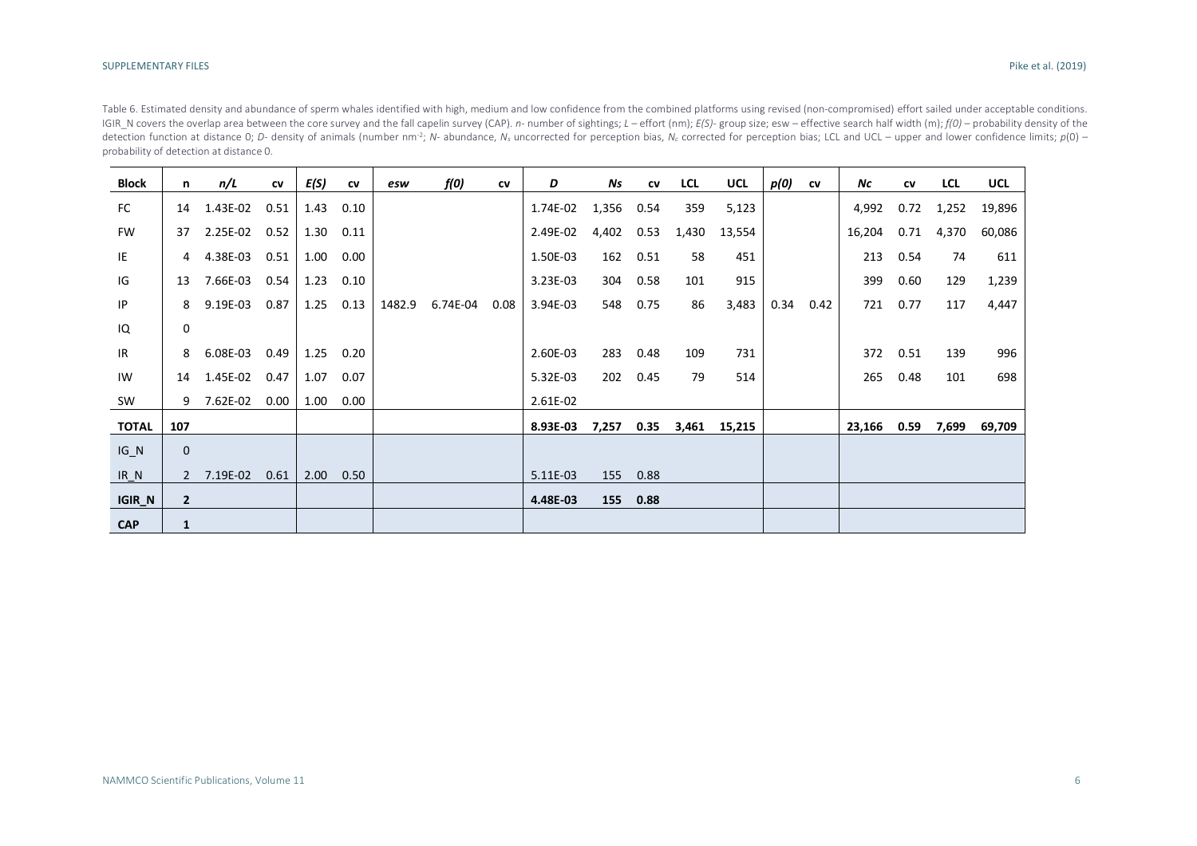Table 6. Estimated density and abundance of sperm whales identified with high, medium and low confidence from the combined platforms using revised (non-compromised) effort sailed under acceptable conditions. IGIR_N covers the overlap area between the core survey and the fall capelin survey (CAP). *n*- number of sightings; *L* – effort (nm); *E(S)*- group size; esw – effective search half width (m); *f(0)* – probability density of the detection function at distance 0; *D*- density of animals (number nm$^{-2}$; *N*- abundance, $N_s$ uncorrected for perception bias, $N_c$ corrected for perception bias; LCL and UCL – upper and lower confidence limits; *p*(0) – probability of detection at distance 0.

| **Block** | **n** | ***n/L*** | **cv** | ***E(S)*** | **cv** | ***esw*** | ***f(0)*** | **cv** | ***D*** | ***Ns*** | **cv** | **LCL** | **UCL** | ***p(0)*** | **cv** | ***Nc*** | **cv** | **LCL** | **UCL** |
|---|---|---|---|---|---|---|---|---|---|---|---|---|---|---|---|---|---|---|---|
| FC | 14 | 1.43E-02 | 0.51 | 1.43 | 0.10 | | | | 1.74E-02 | 1,356 | 0.54 | 359 | 5,123 | | | 4,992 | 0.72 | 1,252 | 19,896 |
| FW | 37 | 2.25E-02 | 0.52 | 1.30 | 0.11 | | | | 2.49E-02 | 4,402 | 0.53 | 1,430 | 13,554 | | | 16,204 | 0.71 | 4,370 | 60,086 |
| IE | 4 | 4.38E-03 | 0.51 | 1.00 | 0.00 | | | | 1.50E-03 | 162 | 0.51 | 58 | 451 | | | 213 | 0.54 | 74 | 611 |
| IG | 13 | 7.66E-03 | 0.54 | 1.23 | 0.10 | | | | 3.23E-03 | 304 | 0.58 | 101 | 915 | | | 399 | 0.60 | 129 | 1,239 |
| IP | 8 | 9.19E-03 | 0.87 | 1.25 | 0.13 | 1482.9 | 6.74E-04 | 0.08 | 3.94E-03 | 548 | 0.75 | 86 | 3,483 | 0.34 | 0.42 | 721 | 0.77 | 117 | 4,447 |
| IQ | 0 | | | | | | | | | | | | | | | | | | |
| IR | 8 | 6.08E-03 | 0.49 | 1.25 | 0.20 | | | | 2.60E-03 | 283 | 0.48 | 109 | 731 | | | 372 | 0.51 | 139 | 996 |
| IW | 14 | 1.45E-02 | 0.47 | 1.07 | 0.07 | | | | 5.32E-03 | 202 | 0.45 | 79 | 514 | | | 265 | 0.48 | 101 | 698 |
| SW | 9 | 7.62E-02 | 0.00 | 1.00 | 0.00 | | | | 2.61E-02 | | | | | | | | | | |
| **TOTAL** | **107** | | | | | | | | **8.93E-03** | **7,257** | **0.35** | **3,461** | **15,215** | | | **23,166** | **0.59** | **7,699** | **69,709** |
| IG_N | 0 | | | | | | | | | | | | | | | | | | |
| IR_N | 2 | 7.19E-02 | 0.61 | 2.00 | 0.50 | | | | 5.11E-03 | 155 | 0.88 | | | | | | | | |
| **IGIR_N** | **2** | | | | | | | | **4.48E-03** | **155** | **0.88** | | | | | | | | |
| **CAP** | **1** | | | | | | | | | | | | | | | | | | |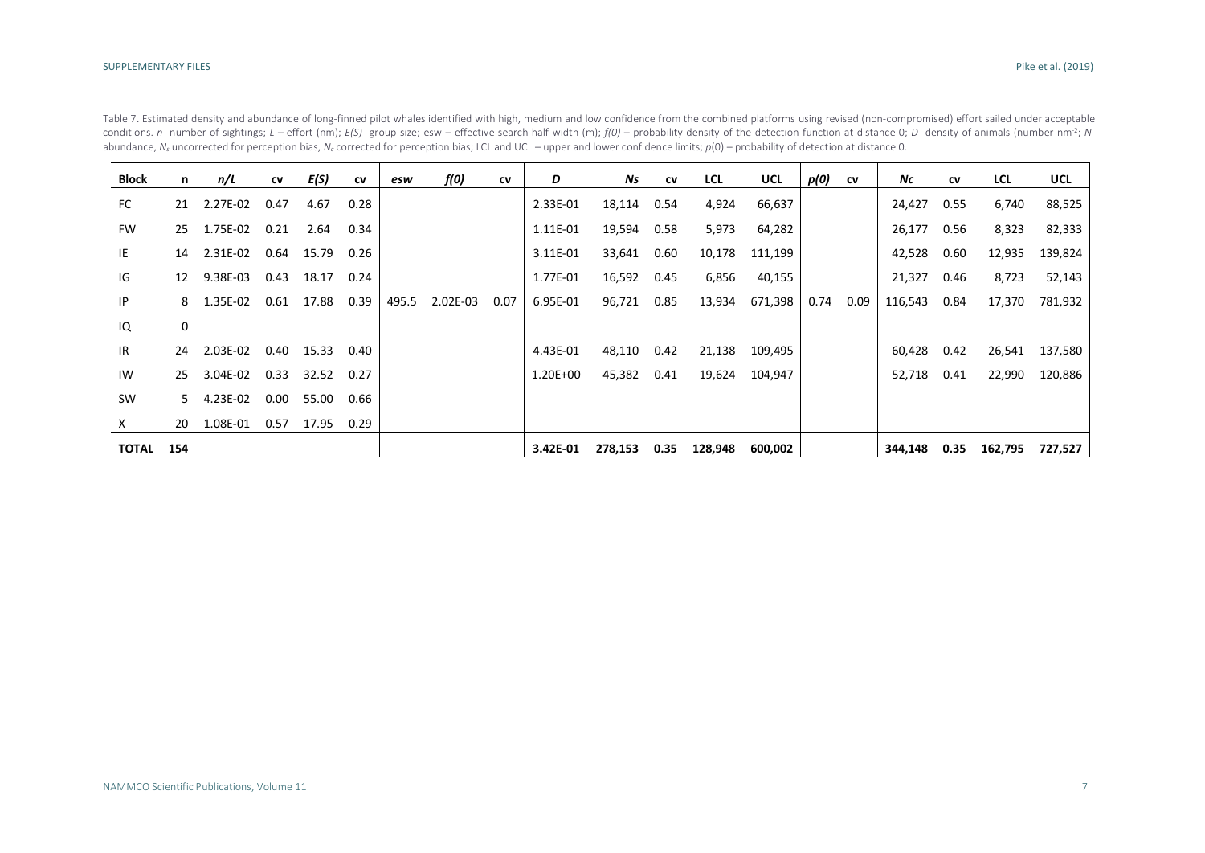Table 7. Estimated density and abundance of long-finned pilot whales identified with high, medium and low confidence from the combined platforms using revised (non-compromised) effort sailed under acceptable conditions. *n*- number of sightings; *L* – effort (nm); *E(S)*- group size; esw – effective search half width (m); *f(0)* – probability density of the detection function at distance 0; *D*- density of animals (number nm$^{-2}$; *N*-abundance, $N_s$ uncorrected for perception bias, $N_c$ corrected for perception bias; LCL and UCL – upper and lower confidence limits; *p*(0) – probability of detection at distance 0.

| Block | n | *n/L* | cv | *E(S)* | cv | *esw* | *f(0)* | cv | *D* | *Ns* | cv | LCL | UCL | *p(0)* | cv | *Nc* | cv | LCL | UCL |
|---|---|---|---|---|---|---|---|---|---|---|---|---|---|---|---|---|---|---|---|
| FC | 21 | 2.27E-02 | 0.47 | 4.67 | 0.28 | | | | 2.33E-01 | 18,114 | 0.54 | 4,924 | 66,637 | | | 24,427 | 0.55 | 6,740 | 88,525 |
| FW | 25 | 1.75E-02 | 0.21 | 2.64 | 0.34 | | | | 1.11E-01 | 19,594 | 0.58 | 5,973 | 64,282 | | | 26,177 | 0.56 | 8,323 | 82,333 |
| IE | 14 | 2.31E-02 | 0.64 | 15.79 | 0.26 | | | | 3.11E-01 | 33,641 | 0.60 | 10,178 | 111,199 | | | 42,528 | 0.60 | 12,935 | 139,824 |
| IG | 12 | 9.38E-03 | 0.43 | 18.17 | 0.24 | | | | 1.77E-01 | 16,592 | 0.45 | 6,856 | 40,155 | | | 21,327 | 0.46 | 8,723 | 52,143 |
| IP | 8 | 1.35E-02 | 0.61 | 17.88 | 0.39 | 495.5 | 2.02E-03 | 0.07 | 6.95E-01 | 96,721 | 0.85 | 13,934 | 671,398 | 0.74 | 0.09 | 116,543 | 0.84 | 17,370 | 781,932 |
| IQ | 0 | | | | | | | | | | | | | | | | | | |
| IR | 24 | 2.03E-02 | 0.40 | 15.33 | 0.40 | | | | 4.43E-01 | 48,110 | 0.42 | 21,138 | 109,495 | | | 60,428 | 0.42 | 26,541 | 137,580 |
| IW | 25 | 3.04E-02 | 0.33 | 32.52 | 0.27 | | | | 1.20E+00 | 45,382 | 0.41 | 19,624 | 104,947 | | | 52,718 | 0.41 | 22,990 | 120,886 |
| SW | 5 | 4.23E-02 | 0.00 | 55.00 | 0.66 | | | | | | | | | | | | | | |
| X | 20 | 1.08E-01 | 0.57 | 17.95 | 0.29 | | | | | | | | | | | | | | |
| **TOTAL** | **154** | | | | | | | | **3.42E-01** | **278,153** | **0.35** | **128,948** | **600,002** | | | **344,148** | **0.35** | **162,795** | **727,527** |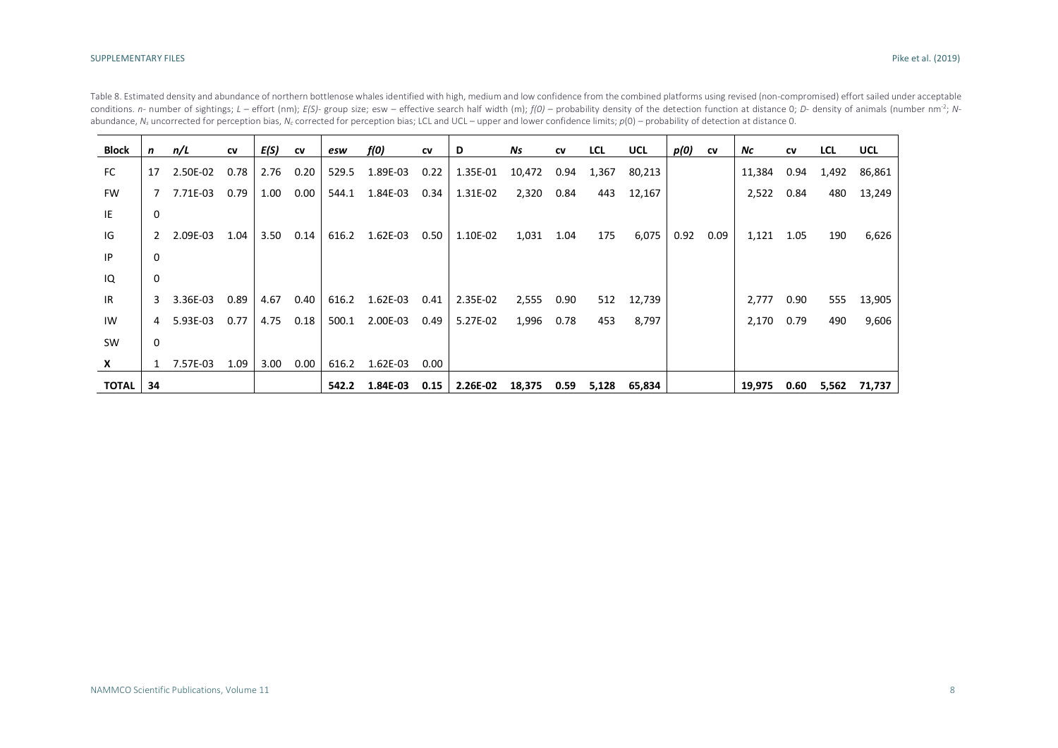Table 8. Estimated density and abundance of northern bottlenose whales identified with high, medium and low confidence from the combined platforms using revised (non-compromised) effort sailed under acceptable conditions. *n*- number of sightings; *L* – effort (nm); *E(S)*- group size; esw – effective search half width (m); *f(0)* – probability density of the detection function at distance 0; *D*- density of animals (number nm$^{-2}$; *N*- abundance, $N_s$ uncorrected for perception bias, $N_c$ corrected for perception bias; LCL and UCL – upper and lower confidence limits; *p*(0) – probability of detection at distance 0.

| Block | *n* | *n/L* | cv | *E(S)* | cv | *esw* | *f(0)* | cv | D | *Ns* | cv | LCL | UCL | *p(0)* | cv | *Nc* | cv | LCL | UCL |
|---|---|---|---|---|---|---|---|---|---|---|---|---|---|---|---|---|---|---|---|
| FC | 17 | 2.50E-02 | 0.78 | 2.76 | 0.20 | 529.5 | 1.89E-03 | 0.22 | 1.35E-01 | 10,472 | 0.94 | 1,367 | 80,213 | | | 11,384 | 0.94 | 1,492 | 86,861 |
| FW | 7 | 7.71E-03 | 0.79 | 1.00 | 0.00 | 544.1 | 1.84E-03 | 0.34 | 1.31E-02 | 2,320 | 0.84 | 443 | 12,167 | | | 2,522 | 0.84 | 480 | 13,249 |
| IE | 0 | | | | | | | | | | | | | | | | | | |
| IG | 2 | 2.09E-03 | 1.04 | 3.50 | 0.14 | 616.2 | 1.62E-03 | 0.50 | 1.10E-02 | 1,031 | 1.04 | 175 | 6,075 | 0.92 | 0.09 | 1,121 | 1.05 | 190 | 6,626 |
| IP | 0 | | | | | | | | | | | | | | | | | | |
| IQ | 0 | | | | | | | | | | | | | | | | | | |
| IR | 3 | 3.36E-03 | 0.89 | 4.67 | 0.40 | 616.2 | 1.62E-03 | 0.41 | 2.35E-02 | 2,555 | 0.90 | 512 | 12,739 | | | 2,777 | 0.90 | 555 | 13,905 |
| IW | 4 | 5.93E-03 | 0.77 | 4.75 | 0.18 | 500.1 | 2.00E-03 | 0.49 | 5.27E-02 | 1,996 | 0.78 | 453 | 8,797 | | | 2,170 | 0.79 | 490 | 9,606 |
| SW | 0 | | | | | | | | | | | | | | | | | | |
| **X** | 1 | 7.57E-03 | 1.09 | 3.00 | 0.00 | 616.2 | 1.62E-03 | 0.00 | | | | | | | | | | | |
| **TOTAL** | **34** | | | | | **542.2** | **1.84E-03** | **0.15** | **2.26E-02** | **18,375** | **0.59** | **5,128** | **65,834** | | | **19,975** | **0.60** | **5,562** | **71,737** |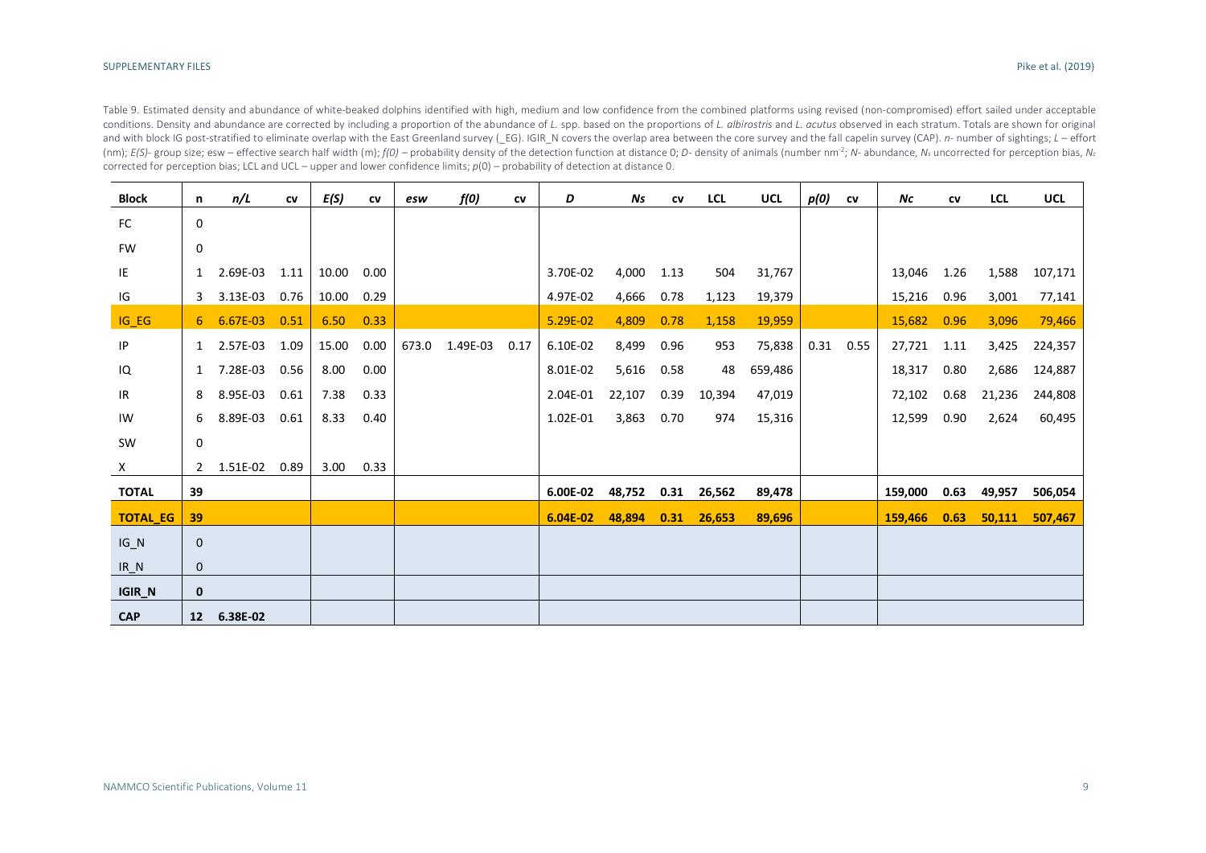Table 9. Estimated density and abundance of white-beaked dolphins identified with high, medium and low confidence from the combined platforms using revised (non-compromised) effort sailed under acceptable conditions. Density and abundance are corrected by including a proportion of the abundance of *L.* spp. based on the proportions of *L. albirostris* and *L. acutus* observed in each stratum. Totals are shown for original and with block IG post-stratified to eliminate overlap with the East Greenland survey (_EG). IGIR_N covers the overlap area between the core survey and the fall capelin survey (CAP). *n*- number of sightings; *L* – effort (nm); *E(S)*- group size; esw – effective search half width (m); *f(0)* – probability density of the detection function at distance 0; *D*- density of animals (number nm$^{-2}$; *N*- abundance, $N_s$ uncorrected for perception bias, $N_c$ corrected for perception bias; LCL and UCL – upper and lower confidence limits; *p*(0) – probability of detection at distance 0.

| Block | n | *n/L* | cv | *E(S)* | cv | *esw* | *f(0)* | cv | *D* | *Ns* | cv | LCL | UCL | *p(0)* | cv | *Nc* | cv | LCL | UCL |
|---|---|---|---|---|---|---|---|---|---|---|---|---|---|---|---|---|---|---|---|
| FC | 0 | | | | | | | | | | | | | | | | | | |
| FW | 0 | | | | | | | | | | | | | | | | | | |
| IE | 1 | 2.69E-03 | 1.11 | 10.00 | 0.00 | | | | 3.70E-02 | 4,000 | 1.13 | 504 | 31,767 | | | 13,046 | 1.26 | 1,588 | 107,171 |
| IG | 3 | 3.13E-03 | 0.76 | 10.00 | 0.29 | | | | 4.97E-02 | 4,666 | 0.78 | 1,123 | 19,379 | | | 15,216 | 0.96 | 3,001 | 77,141 |
| IG_EG | 6 | 6.67E-03 | 0.51 | 6.50 | 0.33 | | | | 5.29E-02 | 4,809 | 0.78 | 1,158 | 19,959 | | | 15,682 | 0.96 | 3,096 | 79,466 |
| IP | 1 | 2.57E-03 | 1.09 | 15.00 | 0.00 | 673.0 | 1.49E-03 | 0.17 | 6.10E-02 | 8,499 | 0.96 | 953 | 75,838 | 0.31 | 0.55 | 27,721 | 1.11 | 3,425 | 224,357 |
| IQ | 1 | 7.28E-03 | 0.56 | 8.00 | 0.00 | | | | 8.01E-02 | 5,616 | 0.58 | 48 | 659,486 | | | 18,317 | 0.80 | 2,686 | 124,887 |
| IR | 8 | 8.95E-03 | 0.61 | 7.38 | 0.33 | | | | 2.04E-01 | 22,107 | 0.39 | 10,394 | 47,019 | | | 72,102 | 0.68 | 21,236 | 244,808 |
| IW | 6 | 8.89E-03 | 0.61 | 8.33 | 0.40 | | | | 1.02E-01 | 3,863 | 0.70 | 974 | 15,316 | | | 12,599 | 0.90 | 2,624 | 60,495 |
| SW | 0 | | | | | | | | | | | | | | | | | | |
| X | 2 | 1.51E-02 | 0.89 | 3.00 | 0.33 | | | | | | | | | | | | | | |
| **TOTAL** | **39** | | | | | | | | **6.00E-02** | **48,752** | **0.31** | **26,562** | **89,478** | | | **159,000** | **0.63** | **49,957** | **506,054** |
| **TOTAL_EG** | **39** | | | | | | | | **6.04E-02** | **48,894** | **0.31** | **26,653** | **89,696** | | | **159,466** | **0.63** | **50,111** | **507,467** |
| IG_N | 0 | | | | | | | | | | | | | | | | | | |
| IR_N | 0 | | | | | | | | | | | | | | | | | | |
| **IGIR_N** | **0** | | | | | | | | | | | | | | | | | | |
| **CAP** | **12** | **6.38E-02** | | | | | | | | | | | | | | | | | |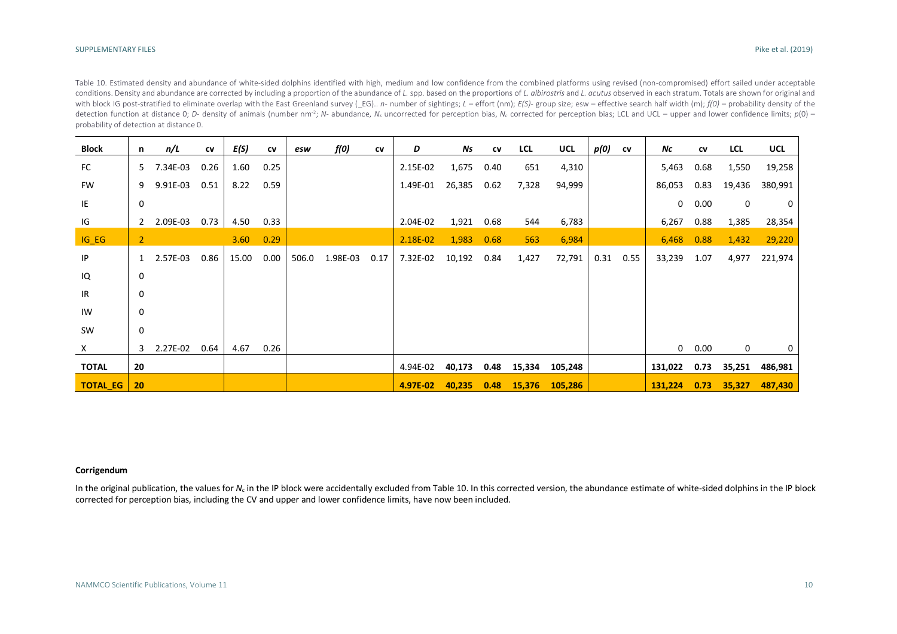Table 10. Estimated density and abundance of white-sided dolphins identified with high, medium and low confidence from the combined platforms using revised (non-compromised) effort sailed under acceptable conditions. Density and abundance are corrected by including a proportion of the abundance of *L.* spp. based on the proportions of *L. albirostris* and *L. acutus* observed in each stratum. Totals are shown for original and with block IG post-stratified to eliminate overlap with the East Greenland survey (_EG).. *n*- number of sightings; *L* – effort (nm); *E(S)*- group size; esw – effective search half width (m); *f(0)* – probability density of the detection function at distance 0; *D*- density of animals (number nm$^{-2}$; *N*- abundance, $N_s$ uncorrected for perception bias, $N_c$ corrected for perception bias; LCL and UCL – upper and lower confidence limits; *p*(0) – probability of detection at distance 0.

| Block | n | *n/L* | cv | *E(S)* | cv | *esw* | *f(0)* | cv | *D* | *Ns* | cv | LCL | UCL | *p(0)* | cv | *Nc* | cv | LCL | UCL |
|---|---|---|---|---|---|---|---|---|---|---|---|---|---|---|---|---|---|---|---|
| FC | 5 | 7.34E-03 | 0.26 | 1.60 | 0.25 | | | | 2.15E-02 | 1,675 | 0.40 | 651 | 4,310 | | | 5,463 | 0.68 | 1,550 | 19,258 |
| FW | 9 | 9.91E-03 | 0.51 | 8.22 | 0.59 | | | | 1.49E-01 | 26,385 | 0.62 | 7,328 | 94,999 | | | 86,053 | 0.83 | 19,436 | 380,991 |
| IE | 0 | | | | | | | | | | | | | | | 0 | 0.00 | 0 | 0 |
| IG | 2 | 2.09E-03 | 0.73 | 4.50 | 0.33 | | | | 2.04E-02 | 1,921 | 0.68 | 544 | 6,783 | | | 6,267 | 0.88 | 1,385 | 28,354 |
| IG_EG | 2 | | | 3.60 | 0.29 | | | | 2.18E-02 | 1,983 | 0.68 | 563 | 6,984 | | | 6,468 | 0.88 | 1,432 | 29,220 |
| IP | 1 | 2.57E-03 | 0.86 | 15.00 | 0.00 | 506.0 | 1.98E-03 | 0.17 | 7.32E-02 | 10,192 | 0.84 | 1,427 | 72,791 | 0.31 | 0.55 | 33,239 | 1.07 | 4,977 | 221,974 |
| IQ | 0 | | | | | | | | | | | | | | | | | | |
| IR | 0 | | | | | | | | | | | | | | | | | | |
| IW | 0 | | | | | | | | | | | | | | | | | | |
| SW | 0 | | | | | | | | | | | | | | | | | | |
| X | 3 | 2.27E-02 | 0.64 | 4.67 | 0.26 | | | | | | | | | | | 0 | 0.00 | 0 | 0 |
| **TOTAL** | **20** | | | | | | | | 4.94E-02 | **40,173** | **0.48** | **15,334** | **105,248** | | | **131,022** | **0.73** | **35,251** | **486,981** |
| **TOTAL_EG** | **20** | | | | | | | | **4.97E-02** | **40,235** | **0.48** | **15,376** | **105,286** | | | **131,224** | **0.73** | **35,327** | **487,430** |

**Corrigendum**

In the original publication, the values for $N_c$ in the IP block were accidentally excluded from Table 10. In this corrected version, the abundance estimate of white-sided dolphins in the IP block corrected for perception bias, including the CV and upper and lower confidence limits, have now been included.